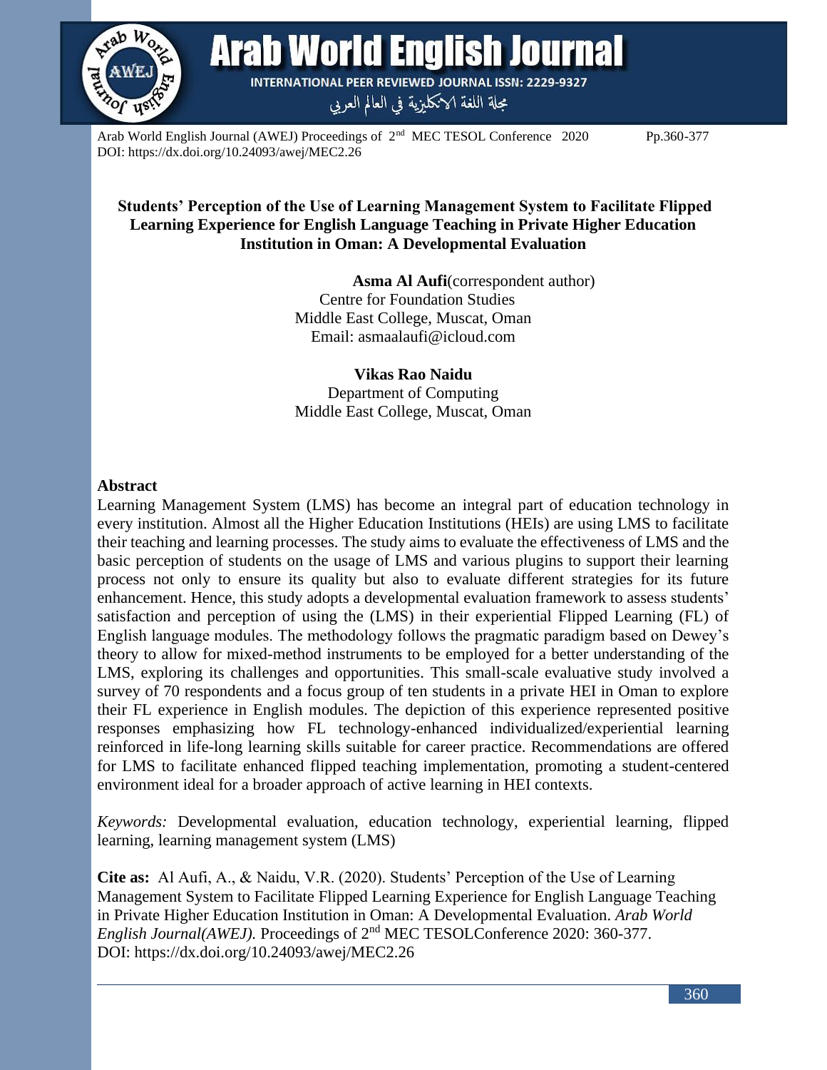# Students' Perception of the Use of Learning Management System to Facilitate Flipped Learning Experience for English Language Teaching in Private Higher Education Institution in Oman: A Developmental Evaluation

**Asma Al Aufi**(correspondent author)
Centre for Foundation Studies
Middle East College, Muscat, Oman
Email: asmaalaufi@icloud.com

**Vikas Rao Naidu**
Department of Computing
Middle East College, Muscat, Oman

## Abstract

Learning Management System (LMS) has become an integral part of education technology in every institution. Almost all the Higher Education Institutions (HEIs) are using LMS to facilitate their teaching and learning processes. The study aims to evaluate the effectiveness of LMS and the basic perception of students on the usage of LMS and various plugins to support their learning process not only to ensure its quality but also to evaluate different strategies for its future enhancement. Hence, this study adopts a developmental evaluation framework to assess students' satisfaction and perception of using the (LMS) in their experiential Flipped Learning (FL) of English language modules. The methodology follows the pragmatic paradigm based on Dewey's theory to allow for mixed-method instruments to be employed for a better understanding of the LMS, exploring its challenges and opportunities. This small-scale evaluative study involved a survey of 70 respondents and a focus group of ten students in a private HEI in Oman to explore their FL experience in English modules. The depiction of this experience represented positive responses emphasizing how FL technology-enhanced individualized/experiential learning reinforced in life-long learning skills suitable for career practice. Recommendations are offered for LMS to facilitate enhanced flipped teaching implementation, promoting a student-centered environment ideal for a broader approach of active learning in HEI contexts.

*Keywords:* Developmental evaluation, education technology, experiential learning, flipped learning, learning management system (LMS)

**Cite as:** Al Aufi, A., & Naidu, V.R. (2020). Students' Perception of the Use of Learning Management System to Facilitate Flipped Learning Experience for English Language Teaching in Private Higher Education Institution in Oman: A Developmental Evaluation. *Arab World English Journal(AWEJ).* Proceedings of 2nd MEC TESOLConference 2020: 360-377.
DOI: https://dx.doi.org/10.24093/awej/MEC2.26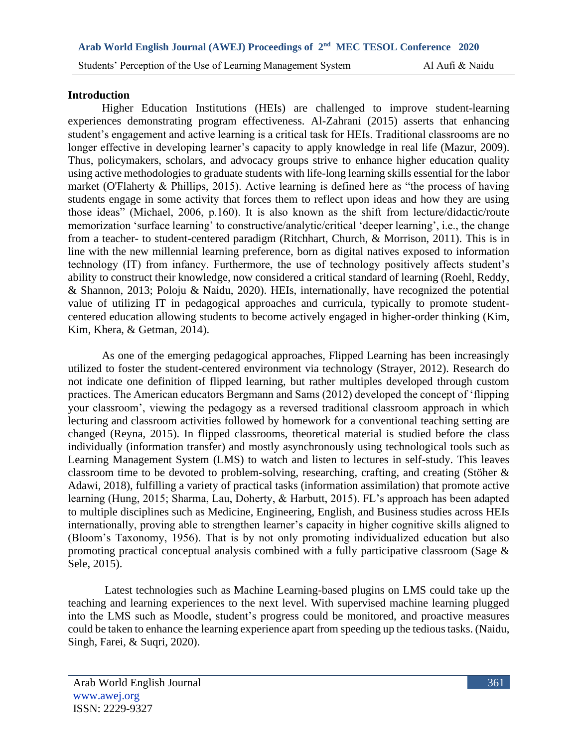## Introduction

Higher Education Institutions (HEIs) are challenged to improve student-learning experiences demonstrating program effectiveness. Al-Zahrani (2015) asserts that enhancing student's engagement and active learning is a critical task for HEIs. Traditional classrooms are no longer effective in developing learner's capacity to apply knowledge in real life (Mazur, 2009). Thus, policymakers, scholars, and advocacy groups strive to enhance higher education quality using active methodologies to graduate students with life-long learning skills essential for the labor market (O'Flaherty & Phillips, 2015). Active learning is defined here as "the process of having students engage in some activity that forces them to reflect upon ideas and how they are using those ideas" (Michael, 2006, p.160). It is also known as the shift from lecture/didactic/route memorization 'surface learning' to constructive/analytic/critical 'deeper learning', i.e., the change from a teacher- to student-centered paradigm (Ritchhart, Church, & Morrison, 2011). This is in line with the new millennial learning preference, born as digital natives exposed to information technology (IT) from infancy. Furthermore, the use of technology positively affects student's ability to construct their knowledge, now considered a critical standard of learning (Roehl, Reddy, & Shannon, 2013; Poloju & Naidu, 2020). HEIs, internationally, have recognized the potential value of utilizing IT in pedagogical approaches and curricula, typically to promote student-centered education allowing students to become actively engaged in higher-order thinking (Kim, Kim, Khera, & Getman, 2014).

As one of the emerging pedagogical approaches, Flipped Learning has been increasingly utilized to foster the student-centered environment via technology (Strayer, 2012). Research do not indicate one definition of flipped learning, but rather multiples developed through custom practices. The American educators Bergmann and Sams (2012) developed the concept of 'flipping your classroom', viewing the pedagogy as a reversed traditional classroom approach in which lecturing and classroom activities followed by homework for a conventional teaching setting are changed (Reyna, 2015). In flipped classrooms, theoretical material is studied before the class individually (information transfer) and mostly asynchronously using technological tools such as Learning Management System (LMS) to watch and listen to lectures in self-study. This leaves classroom time to be devoted to problem-solving, researching, crafting, and creating (Stöher & Adawi, 2018), fulfilling a variety of practical tasks (information assimilation) that promote active learning (Hung, 2015; Sharma, Lau, Doherty, & Harbutt, 2015). FL's approach has been adapted to multiple disciplines such as Medicine, Engineering, English, and Business studies across HEIs internationally, proving able to strengthen learner's capacity in higher cognitive skills aligned to (Bloom's Taxonomy, 1956). That is by not only promoting individualized education but also promoting practical conceptual analysis combined with a fully participative classroom (Sage & Sele, 2015).

Latest technologies such as Machine Learning-based plugins on LMS could take up the teaching and learning experiences to the next level. With supervised machine learning plugged into the LMS such as Moodle, student's progress could be monitored, and proactive measures could be taken to enhance the learning experience apart from speeding up the tedious tasks. (Naidu, Singh, Farei, & Suqri, 2020).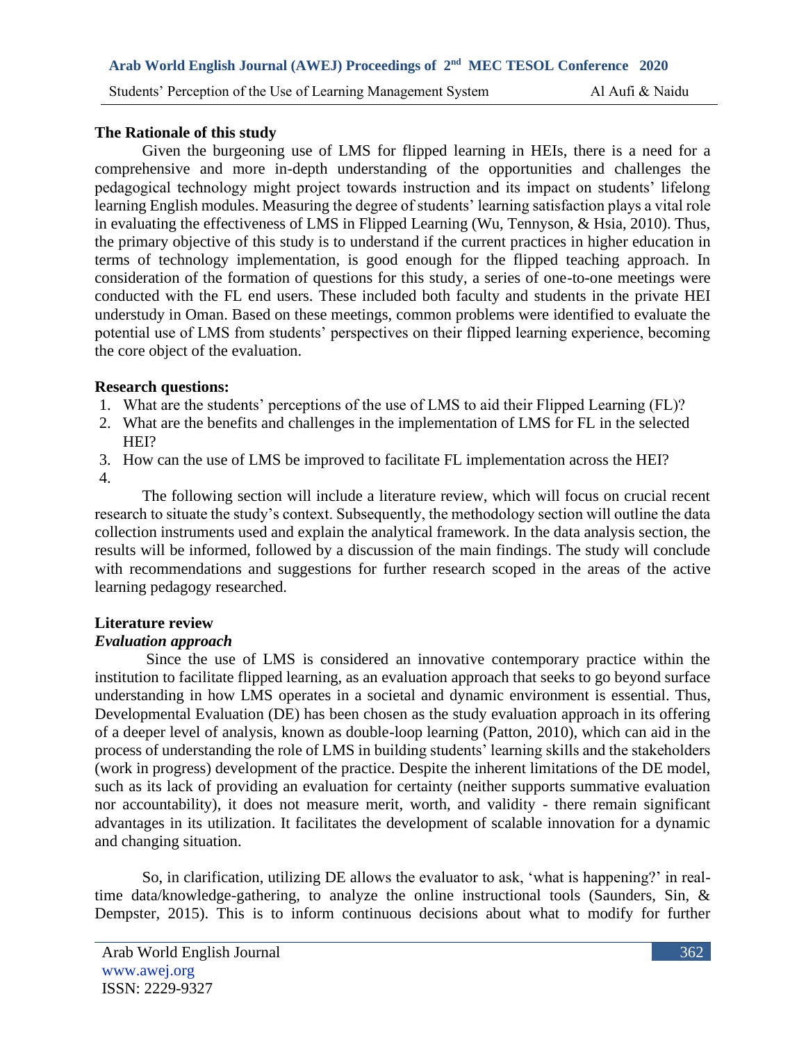### The Rationale of this study

Given the burgeoning use of LMS for flipped learning in HEIs, there is a need for a comprehensive and more in-depth understanding of the opportunities and challenges the pedagogical technology might project towards instruction and its impact on students' lifelong learning English modules. Measuring the degree of students' learning satisfaction plays a vital role in evaluating the effectiveness of LMS in Flipped Learning (Wu, Tennyson, & Hsia, 2010). Thus, the primary objective of this study is to understand if the current practices in higher education in terms of technology implementation, is good enough for the flipped teaching approach. In consideration of the formation of questions for this study, a series of one-to-one meetings were conducted with the FL end users. These included both faculty and students in the private HEI understudy in Oman. Based on these meetings, common problems were identified to evaluate the potential use of LMS from students' perspectives on their flipped learning experience, becoming the core object of the evaluation.

### Research questions:

1. What are the students' perceptions of the use of LMS to aid their Flipped Learning (FL)?
2. What are the benefits and challenges in the implementation of LMS for FL in the selected HEI?
3. How can the use of LMS be improved to facilitate FL implementation across the HEI?
4.

The following section will include a literature review, which will focus on crucial recent research to situate the study's context. Subsequently, the methodology section will outline the data collection instruments used and explain the analytical framework. In the data analysis section, the results will be informed, followed by a discussion of the main findings. The study will conclude with recommendations and suggestions for further research scoped in the areas of the active learning pedagogy researched.

## Literature review

### *Evaluation approach*

Since the use of LMS is considered an innovative contemporary practice within the institution to facilitate flipped learning, as an evaluation approach that seeks to go beyond surface understanding in how LMS operates in a societal and dynamic environment is essential. Thus, Developmental Evaluation (DE) has been chosen as the study evaluation approach in its offering of a deeper level of analysis, known as double-loop learning (Patton, 2010), which can aid in the process of understanding the role of LMS in building students' learning skills and the stakeholders (work in progress) development of the practice. Despite the inherent limitations of the DE model, such as its lack of providing an evaluation for certainty (neither supports summative evaluation nor accountability), it does not measure merit, worth, and validity - there remain significant advantages in its utilization. It facilitates the development of scalable innovation for a dynamic and changing situation.

So, in clarification, utilizing DE allows the evaluator to ask, 'what is happening?' in real-time data/knowledge-gathering, to analyze the online instructional tools (Saunders, Sin, & Dempster, 2015). This is to inform continuous decisions about what to modify for further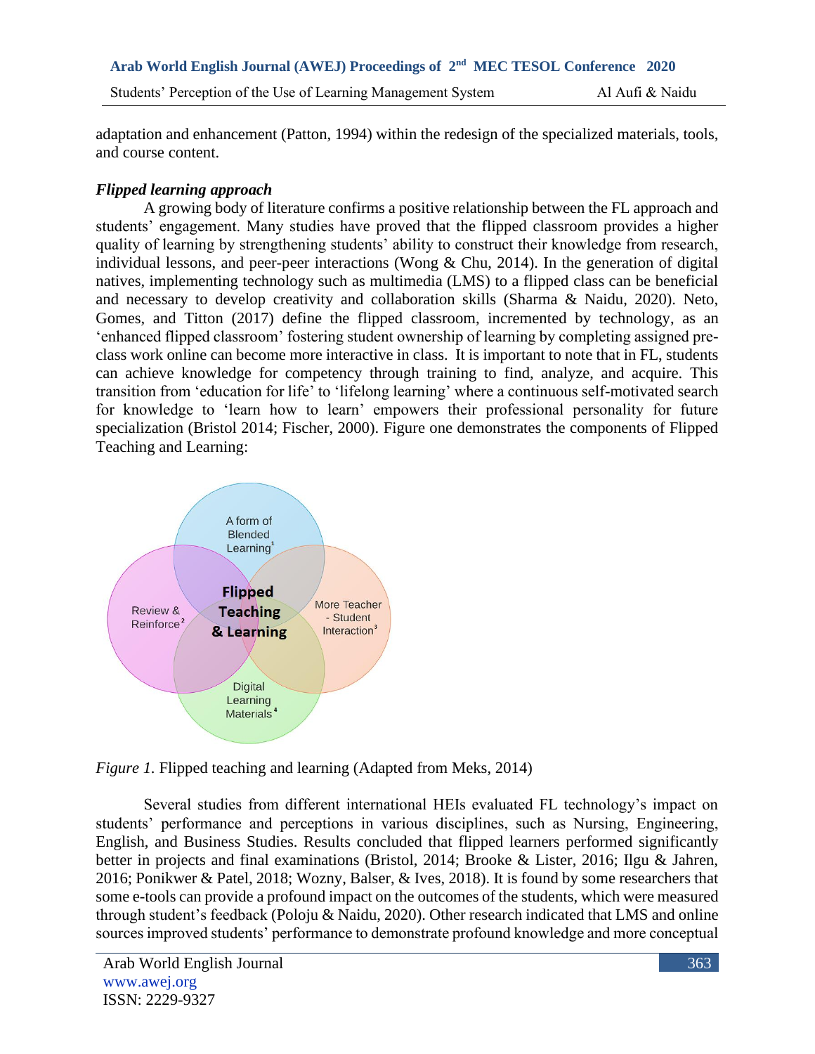adaptation and enhancement (Patton, 1994) within the redesign of the specialized materials, tools, and course content.

### *Flipped learning approach*

A growing body of literature confirms a positive relationship between the FL approach and students' engagement. Many studies have proved that the flipped classroom provides a higher quality of learning by strengthening students' ability to construct their knowledge from research, individual lessons, and peer-peer interactions (Wong & Chu, 2014). In the generation of digital natives, implementing technology such as multimedia (LMS) to a flipped class can be beneficial and necessary to develop creativity and collaboration skills (Sharma & Naidu, 2020). Neto, Gomes, and Titton (2017) define the flipped classroom, incremented by technology, as an 'enhanced flipped classroom' fostering student ownership of learning by completing assigned pre-class work online can become more interactive in class. It is important to note that in FL, students can achieve knowledge for competency through training to find, analyze, and acquire. This transition from 'education for life' to 'lifelong learning' where a continuous self-motivated search for knowledge to 'learn how to learn' empowers their professional personality for future specialization (Bristol 2014; Fischer, 2000). Figure one demonstrates the components of Flipped Teaching and Learning:

*Figure 1.* Flipped teaching and learning (Adapted from Meks, 2014)

Several studies from different international HEIs evaluated FL technology's impact on students' performance and perceptions in various disciplines, such as Nursing, Engineering, English, and Business Studies. Results concluded that flipped learners performed significantly better in projects and final examinations (Bristol, 2014; Brooke & Lister, 2016; Ilgu & Jahren, 2016; Ponikwer & Patel, 2018; Wozny, Balser, & Ives, 2018). It is found by some researchers that some e-tools can provide a profound impact on the outcomes of the students, which were measured through student's feedback (Poloju & Naidu, 2020). Other research indicated that LMS and online sources improved students' performance to demonstrate profound knowledge and more conceptual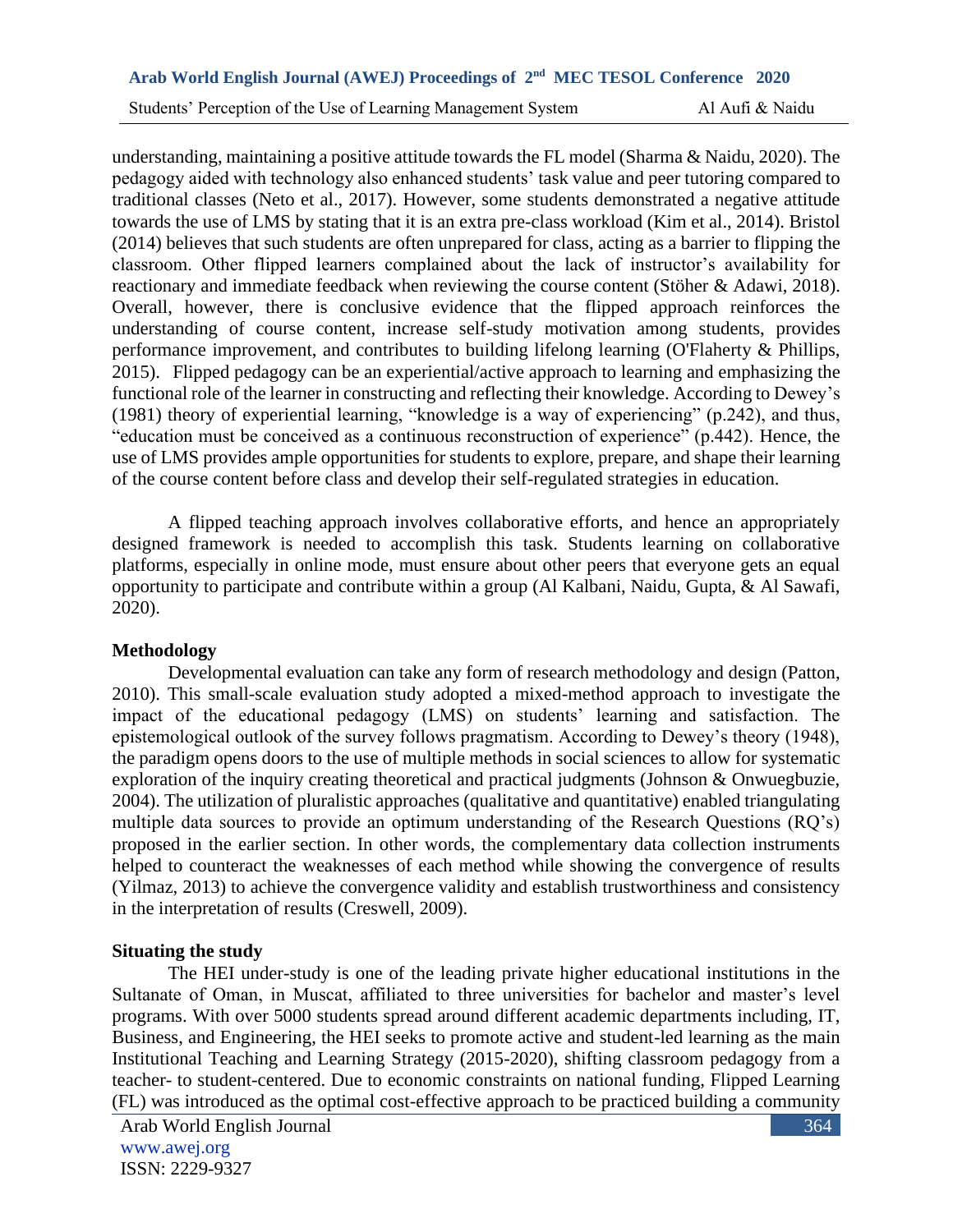understanding, maintaining a positive attitude towards the FL model (Sharma & Naidu, 2020). The pedagogy aided with technology also enhanced students' task value and peer tutoring compared to traditional classes (Neto et al., 2017). However, some students demonstrated a negative attitude towards the use of LMS by stating that it is an extra pre-class workload (Kim et al., 2014). Bristol (2014) believes that such students are often unprepared for class, acting as a barrier to flipping the classroom. Other flipped learners complained about the lack of instructor's availability for reactionary and immediate feedback when reviewing the course content (Stöher & Adawi, 2018). Overall, however, there is conclusive evidence that the flipped approach reinforces the understanding of course content, increase self-study motivation among students, provides performance improvement, and contributes to building lifelong learning (O'Flaherty & Phillips, 2015). Flipped pedagogy can be an experiential/active approach to learning and emphasizing the functional role of the learner in constructing and reflecting their knowledge. According to Dewey's (1981) theory of experiential learning, "knowledge is a way of experiencing" (p.242), and thus, "education must be conceived as a continuous reconstruction of experience" (p.442). Hence, the use of LMS provides ample opportunities for students to explore, prepare, and shape their learning of the course content before class and develop their self-regulated strategies in education.

A flipped teaching approach involves collaborative efforts, and hence an appropriately designed framework is needed to accomplish this task. Students learning on collaborative platforms, especially in online mode, must ensure about other peers that everyone gets an equal opportunity to participate and contribute within a group (Al Kalbani, Naidu, Gupta, & Al Sawafi, 2020).

## Methodology

Developmental evaluation can take any form of research methodology and design (Patton, 2010). This small-scale evaluation study adopted a mixed-method approach to investigate the impact of the educational pedagogy (LMS) on students' learning and satisfaction. The epistemological outlook of the survey follows pragmatism. According to Dewey's theory (1948), the paradigm opens doors to the use of multiple methods in social sciences to allow for systematic exploration of the inquiry creating theoretical and practical judgments (Johnson & Onwuegbuzie, 2004). The utilization of pluralistic approaches (qualitative and quantitative) enabled triangulating multiple data sources to provide an optimum understanding of the Research Questions (RQ's) proposed in the earlier section. In other words, the complementary data collection instruments helped to counteract the weaknesses of each method while showing the convergence of results (Yilmaz, 2013) to achieve the convergence validity and establish trustworthiness and consistency in the interpretation of results (Creswell, 2009).

## Situating the study

The HEI under-study is one of the leading private higher educational institutions in the Sultanate of Oman, in Muscat, affiliated to three universities for bachelor and master's level programs. With over 5000 students spread around different academic departments including, IT, Business, and Engineering, the HEI seeks to promote active and student-led learning as the main Institutional Teaching and Learning Strategy (2015-2020), shifting classroom pedagogy from a teacher- to student-centered. Due to economic constraints on national funding, Flipped Learning (FL) was introduced as the optimal cost-effective approach to be practiced building a community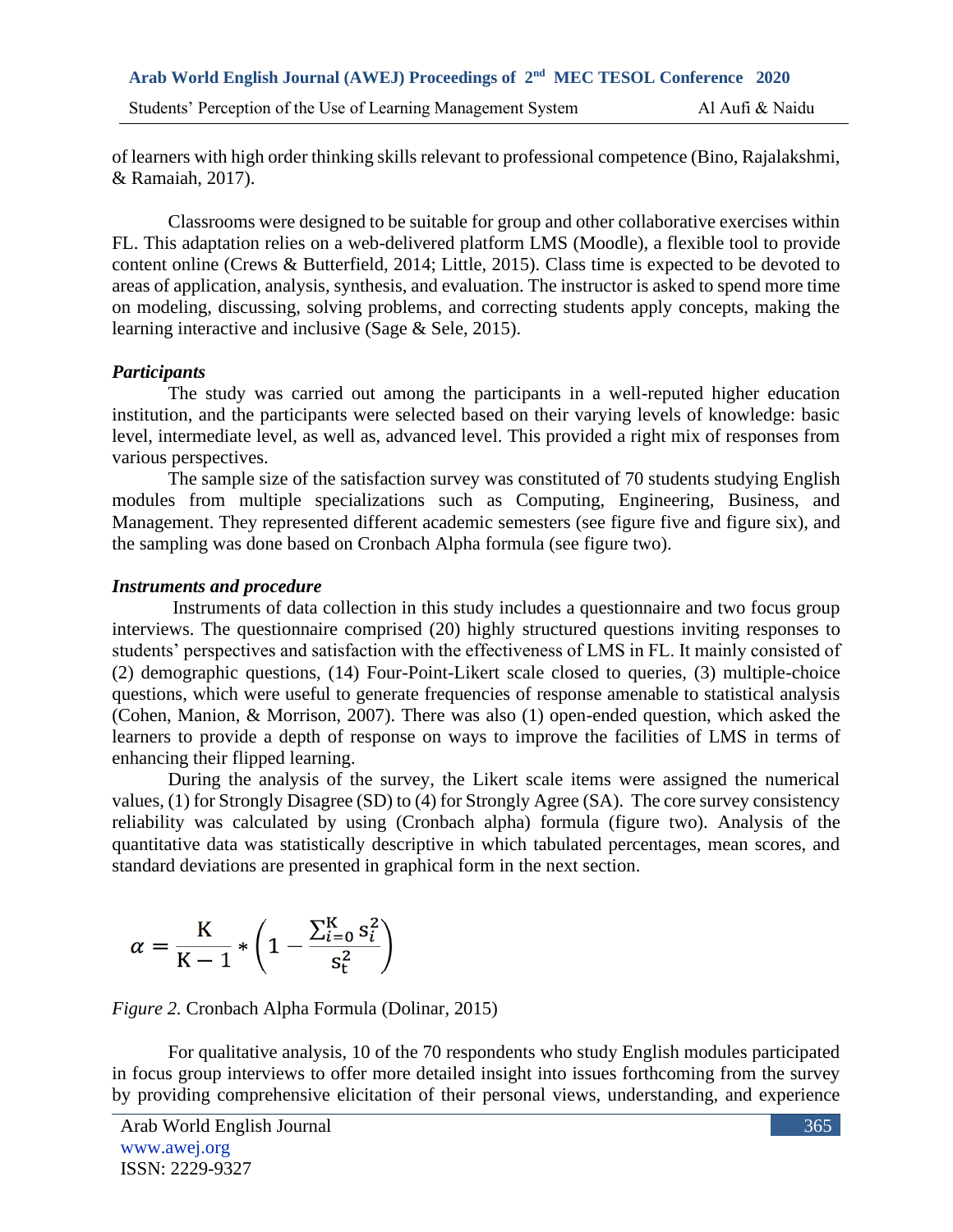of learners with high order thinking skills relevant to professional competence (Bino, Rajalakshmi, & Ramaiah, 2017).

Classrooms were designed to be suitable for group and other collaborative exercises within FL. This adaptation relies on a web-delivered platform LMS (Moodle), a flexible tool to provide content online (Crews & Butterfield, 2014; Little, 2015). Class time is expected to be devoted to areas of application, analysis, synthesis, and evaluation. The instructor is asked to spend more time on modeling, discussing, solving problems, and correcting students apply concepts, making the learning interactive and inclusive (Sage & Sele, 2015).

***Participants***

The study was carried out among the participants in a well-reputed higher education institution, and the participants were selected based on their varying levels of knowledge: basic level, intermediate level, as well as, advanced level. This provided a right mix of responses from various perspectives.

The sample size of the satisfaction survey was constituted of 70 students studying English modules from multiple specializations such as Computing, Engineering, Business, and Management. They represented different academic semesters (see figure five and figure six), and the sampling was done based on Cronbach Alpha formula (see figure two).

***Instruments and procedure***

Instruments of data collection in this study includes a questionnaire and two focus group interviews. The questionnaire comprised (20) highly structured questions inviting responses to students' perspectives and satisfaction with the effectiveness of LMS in FL. It mainly consisted of (2) demographic questions, (14) Four-Point-Likert scale closed to queries, (3) multiple-choice questions, which were useful to generate frequencies of response amenable to statistical analysis (Cohen, Manion, & Morrison, 2007). There was also (1) open-ended question, which asked the learners to provide a depth of response on ways to improve the facilities of LMS in terms of enhancing their flipped learning.

During the analysis of the survey, the Likert scale items were assigned the numerical values, (1) for Strongly Disagree (SD) to (4) for Strongly Agree (SA). The core survey consistency reliability was calculated by using (Cronbach alpha) formula (figure two). Analysis of the quantitative data was statistically descriptive in which tabulated percentages, mean scores, and standard deviations are presented in graphical form in the next section.

$$\alpha = \frac{K}{K-1} * \left(1 - \frac{\sum_{i=0}^{K} s_i^2}{s_t^2}\right)$$

*Figure 2.* Cronbach Alpha Formula (Dolinar, 2015)

For qualitative analysis, 10 of the 70 respondents who study English modules participated in focus group interviews to offer more detailed insight into issues forthcoming from the survey by providing comprehensive elicitation of their personal views, understanding, and experience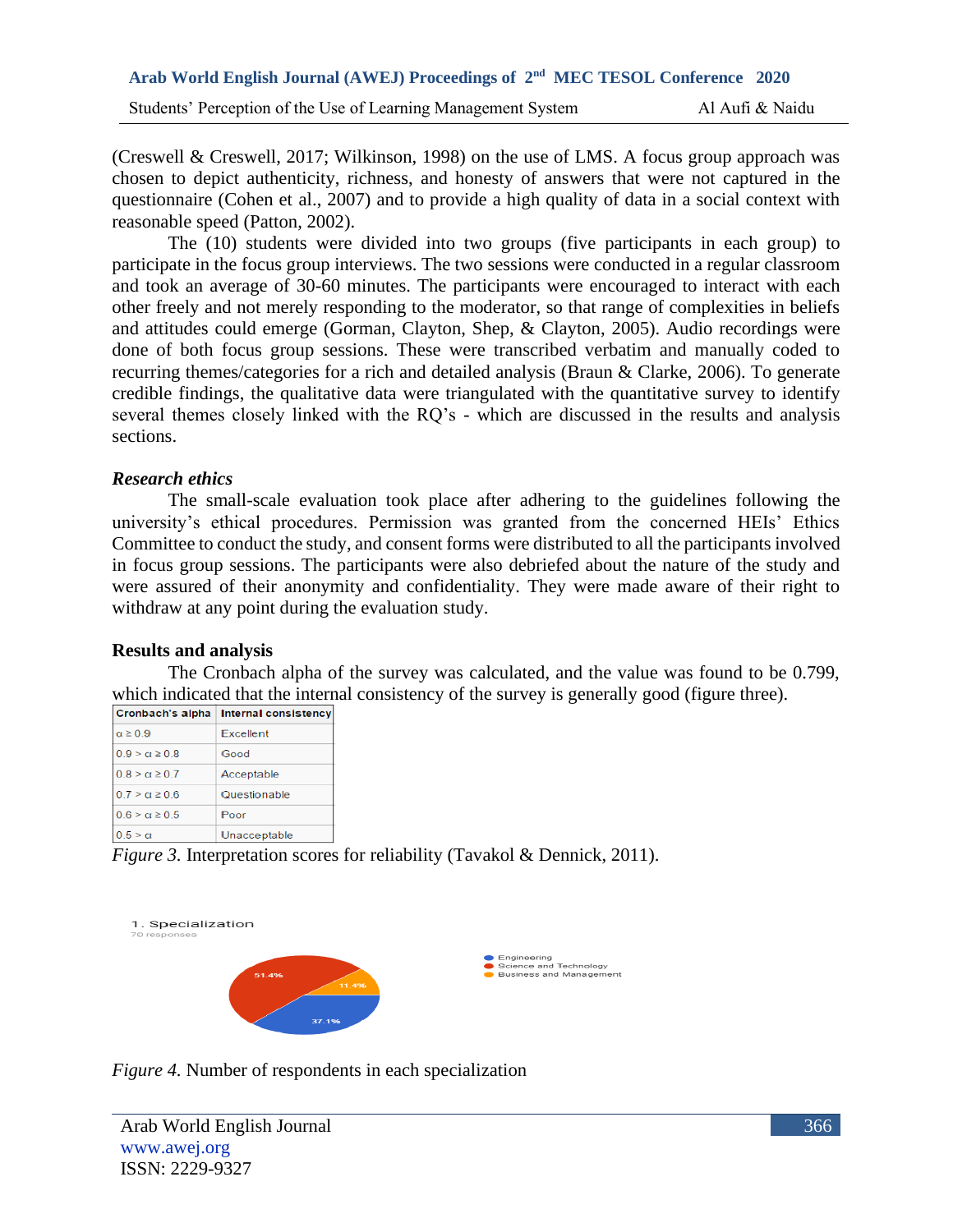(Creswell & Creswell, 2017; Wilkinson, 1998) on the use of LMS. A focus group approach was chosen to depict authenticity, richness, and honesty of answers that were not captured in the questionnaire (Cohen et al., 2007) and to provide a high quality of data in a social context with reasonable speed (Patton, 2002).

The (10) students were divided into two groups (five participants in each group) to participate in the focus group interviews. The two sessions were conducted in a regular classroom and took an average of 30-60 minutes. The participants were encouraged to interact with each other freely and not merely responding to the moderator, so that range of complexities in beliefs and attitudes could emerge (Gorman, Clayton, Shep, & Clayton, 2005). Audio recordings were done of both focus group sessions. These were transcribed verbatim and manually coded to recurring themes/categories for a rich and detailed analysis (Braun & Clarke, 2006). To generate credible findings, the qualitative data were triangulated with the quantitative survey to identify several themes closely linked with the RQ's - which are discussed in the results and analysis sections.

### *Research ethics*

The small-scale evaluation took place after adhering to the guidelines following the university's ethical procedures. Permission was granted from the concerned HEIs' Ethics Committee to conduct the study, and consent forms were distributed to all the participants involved in focus group sessions. The participants were also debriefed about the nature of the study and were assured of their anonymity and confidentiality. They were made aware of their right to withdraw at any point during the evaluation study.

## Results and analysis

The Cronbach alpha of the survey was calculated, and the value was found to be 0.799, which indicated that the internal consistency of the survey is generally good (figure three).

| Cronbach's alpha | Internal consistency |
|---|---|
| $\alpha \geq 0.9$ | Excellent |
| $0.9 > \alpha \geq 0.8$ | Good |
| $0.8 > \alpha \geq 0.7$ | Acceptable |
| $0.7 > \alpha \geq 0.6$ | Questionable |
| $0.6 > \alpha \geq 0.5$ | Poor |
| $0.5 > \alpha$ | Unacceptable |

*Figure 3.* Interpretation scores for reliability (Tavakol & Dennick, 2011).

1. Specialization
70 responses

- Engineering: 37.1%
- Science and Technology: 51.4%
- Business and Management: 11.4%

*Figure 4.* Number of respondents in each specialization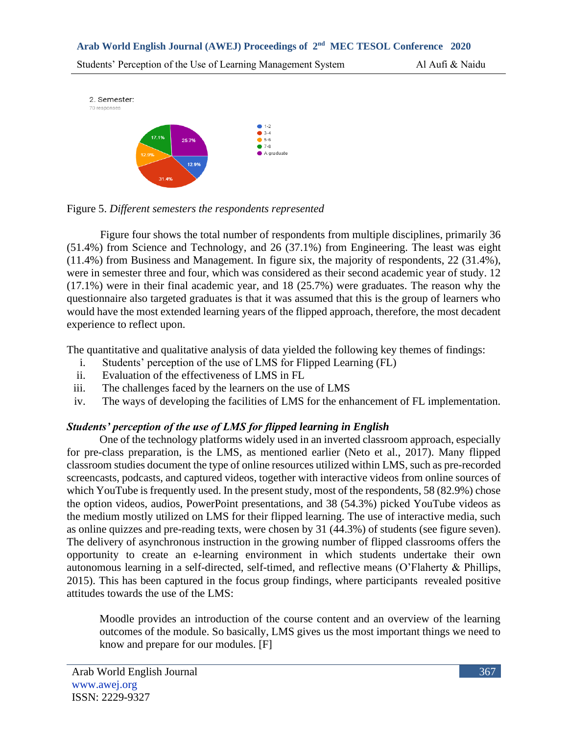2. Semester:

70 responses

- 1-2: 12.9%
- 3-4: 31.4%
- 5-6: 12.9%
- 7-8: 17.1%
- A graduate: 25.7%

Figure 5. *Different semesters the respondents represented*

Figure four shows the total number of respondents from multiple disciplines, primarily 36 (51.4%) from Science and Technology, and 26 (37.1%) from Engineering. The least was eight (11.4%) from Business and Management. In figure six, the majority of respondents, 22 (31.4%), were in semester three and four, which was considered as their second academic year of study. 12 (17.1%) were in their final academic year, and 18 (25.7%) were graduates. The reason why the questionnaire also targeted graduates is that it was assumed that this is the group of learners who would have the most extended learning years of the flipped approach, therefore, the most decadent experience to reflect upon.

The quantitative and qualitative analysis of data yielded the following key themes of findings:

i. Students' perception of the use of LMS for Flipped Learning (FL)
ii. Evaluation of the effectiveness of LMS in FL
iii. The challenges faced by the learners on the use of LMS
iv. The ways of developing the facilities of LMS for the enhancement of FL implementation.

***Students' perception of the use of LMS for flipped learning in English***

One of the technology platforms widely used in an inverted classroom approach, especially for pre-class preparation, is the LMS, as mentioned earlier (Neto et al., 2017). Many flipped classroom studies document the type of online resources utilized within LMS, such as pre-recorded screencasts, podcasts, and captured videos, together with interactive videos from online sources of which YouTube is frequently used. In the present study, most of the respondents, 58 (82.9%) chose the option videos, audios, PowerPoint presentations, and 38 (54.3%) picked YouTube videos as the medium mostly utilized on LMS for their flipped learning. The use of interactive media, such as online quizzes and pre-reading texts, were chosen by 31 (44.3%) of students (see figure seven). The delivery of asynchronous instruction in the growing number of flipped classrooms offers the opportunity to create an e-learning environment in which students undertake their own autonomous learning in a self-directed, self-timed, and reflective means (O'Flaherty & Phillips, 2015). This has been captured in the focus group findings, where participants revealed positive attitudes towards the use of the LMS:

> Moodle provides an introduction of the course content and an overview of the learning outcomes of the module. So basically, LMS gives us the most important things we need to know and prepare for our modules. [F]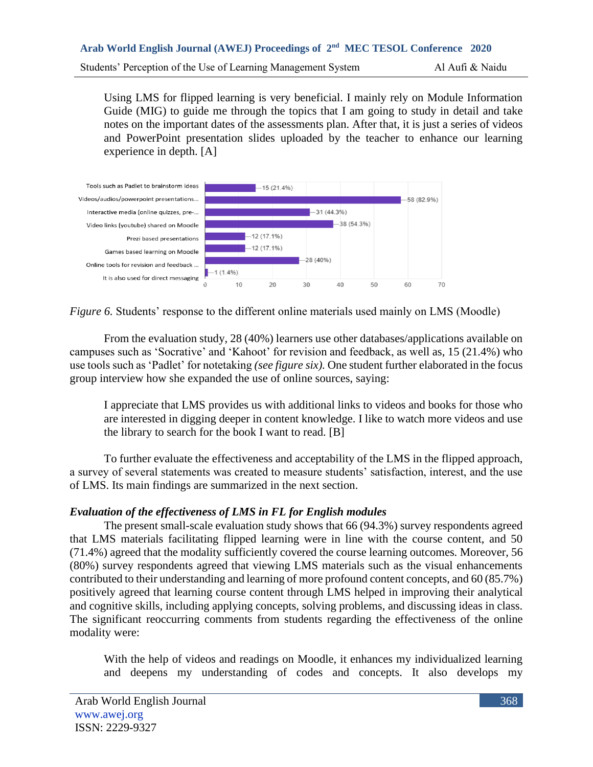> Using LMS for flipped learning is very beneficial. I mainly rely on Module Information Guide (MIG) to guide me through the topics that I am going to study in detail and take notes on the important dates of the assessments plan. After that, it is just a series of videos and PowerPoint presentation slides uploaded by the teacher to enhance our learning experience in depth. [A]

| Online material | Responses |
|---|---|
| Tools such as Padlet to brainstorm ideas | 15 (21.4%) |
| Videos/audios/powerpoint presentations... | 58 (82.9%) |
| Interactive media (online quizzes, pre-... | 31 (44.3%) |
| Video links (youtube) shared on Moodle | 38 (54.3%) |
| Prezi based presentations | 12 (17.1%) |
| Games based learning on Moodle | 12 (17.1%) |
| Online tools for revision and feedback ... | 28 (40%) |
| It is also used for direct messaging | 1 (1.4%) |

*Figure 6.* Students' response to the different online materials used mainly on LMS (Moodle)

From the evaluation study, 28 (40%) learners use other databases/applications available on campuses such as 'Socrative' and 'Kahoot' for revision and feedback, as well as, 15 (21.4%) who use tools such as 'Padlet' for notetaking *(see figure six).* One student further elaborated in the focus group interview how she expanded the use of online sources, saying:

> I appreciate that LMS provides us with additional links to videos and books for those who are interested in digging deeper in content knowledge. I like to watch more videos and use the library to search for the book I want to read. [B]

To further evaluate the effectiveness and acceptability of the LMS in the flipped approach, a survey of several statements was created to measure students' satisfaction, interest, and the use of LMS. Its main findings are summarized in the next section.

### *Evaluation of the effectiveness of LMS in FL for English modules*

The present small-scale evaluation study shows that 66 (94.3%) survey respondents agreed that LMS materials facilitating flipped learning were in line with the course content, and 50 (71.4%) agreed that the modality sufficiently covered the course learning outcomes. Moreover, 56 (80%) survey respondents agreed that viewing LMS materials such as the visual enhancements contributed to their understanding and learning of more profound content concepts, and 60 (85.7%) positively agreed that learning course content through LMS helped in improving their analytical and cognitive skills, including applying concepts, solving problems, and discussing ideas in class. The significant reoccurring comments from students regarding the effectiveness of the online modality were:

> With the help of videos and readings on Moodle, it enhances my individualized learning and deepens my understanding of codes and concepts. It also develops my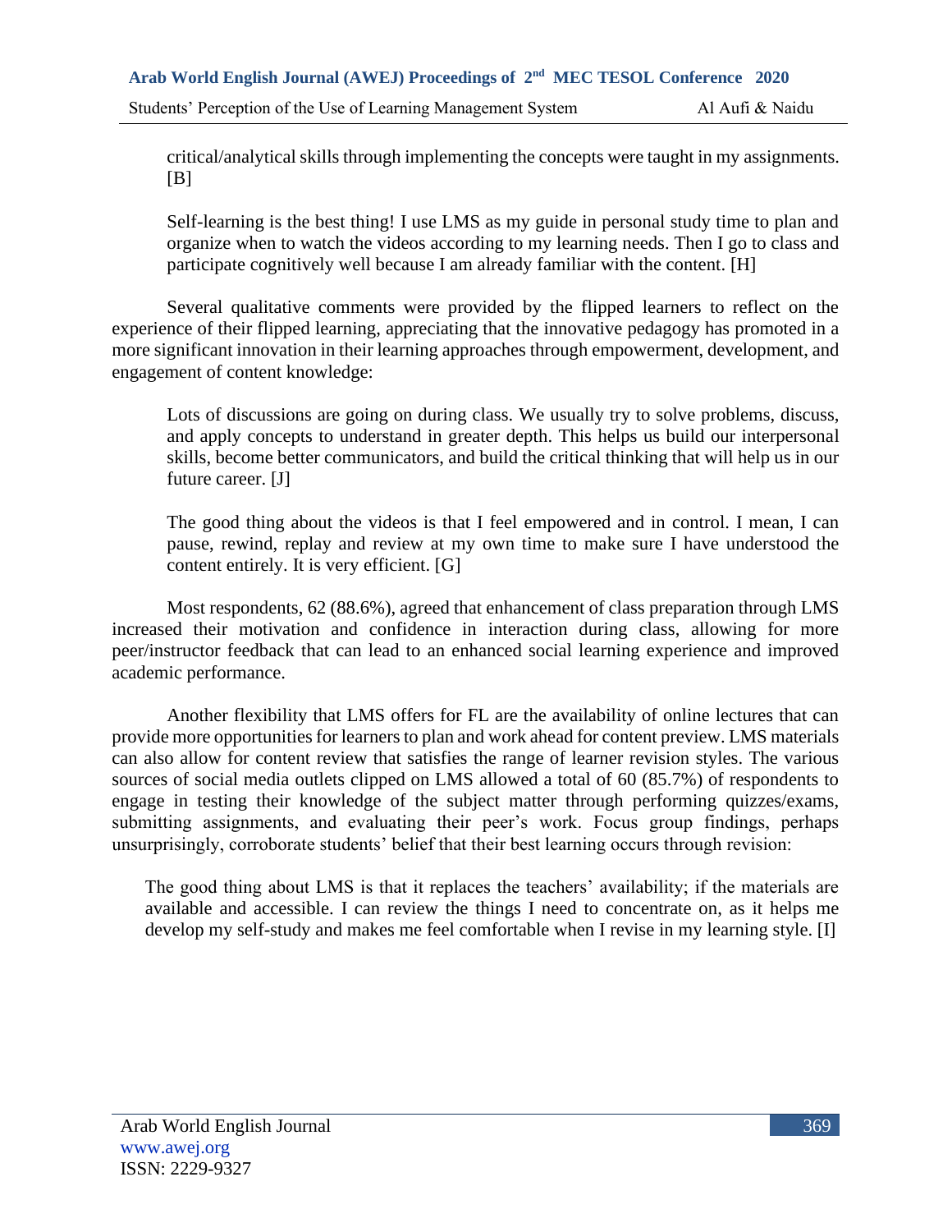> critical/analytical skills through implementing the concepts were taught in my assignments. [B]

> Self-learning is the best thing! I use LMS as my guide in personal study time to plan and organize when to watch the videos according to my learning needs. Then I go to class and participate cognitively well because I am already familiar with the content. [H]

Several qualitative comments were provided by the flipped learners to reflect on the experience of their flipped learning, appreciating that the innovative pedagogy has promoted in a more significant innovation in their learning approaches through empowerment, development, and engagement of content knowledge:

> Lots of discussions are going on during class. We usually try to solve problems, discuss, and apply concepts to understand in greater depth. This helps us build our interpersonal skills, become better communicators, and build the critical thinking that will help us in our future career. [J]

> The good thing about the videos is that I feel empowered and in control. I mean, I can pause, rewind, replay and review at my own time to make sure I have understood the content entirely. It is very efficient. [G]

Most respondents, 62 (88.6%), agreed that enhancement of class preparation through LMS increased their motivation and confidence in interaction during class, allowing for more peer/instructor feedback that can lead to an enhanced social learning experience and improved academic performance.

Another flexibility that LMS offers for FL are the availability of online lectures that can provide more opportunities for learners to plan and work ahead for content preview. LMS materials can also allow for content review that satisfies the range of learner revision styles. The various sources of social media outlets clipped on LMS allowed a total of 60 (85.7%) of respondents to engage in testing their knowledge of the subject matter through performing quizzes/exams, submitting assignments, and evaluating their peer's work. Focus group findings, perhaps unsurprisingly, corroborate students' belief that their best learning occurs through revision:

> The good thing about LMS is that it replaces the teachers' availability; if the materials are available and accessible. I can review the things I need to concentrate on, as it helps me develop my self-study and makes me feel comfortable when I revise in my learning style. [I]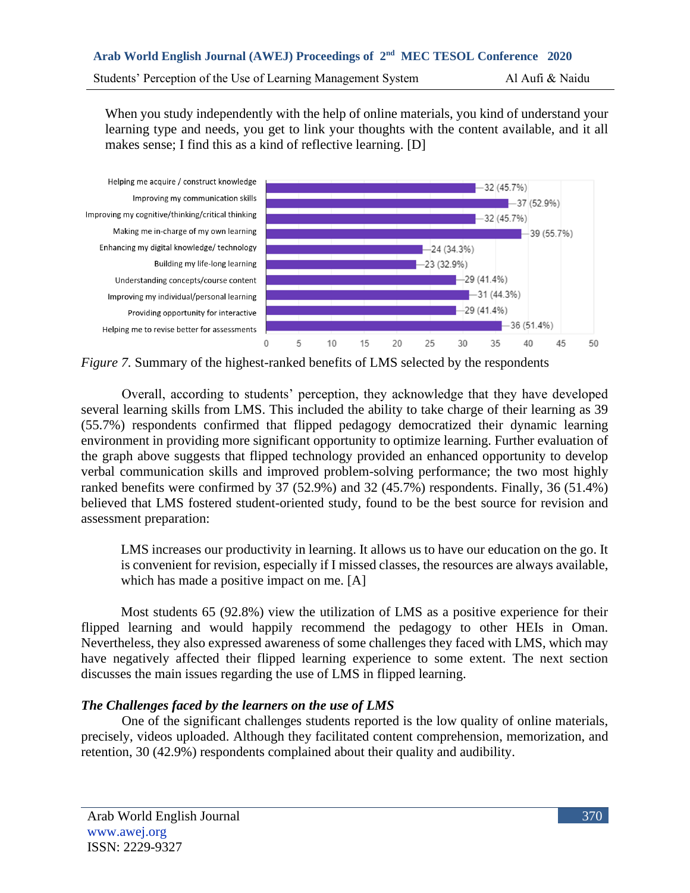When you study independently with the help of online materials, you kind of understand your learning type and needs, you get to link your thoughts with the content available, and it all makes sense; I find this as a kind of reflective learning. [D]

| Benefit | Respondents |
| --- | --- |
| Helping me acquire / construct knowledge | 32 (45.7%) |
| Improving my communication skills | 37 (52.9%) |
| Improving my cognitive/thinking/critical thinking | 32 (45.7%) |
| Making me in-charge of my own learning | 39 (55.7%) |
| Enhancing my digital knowledge/ technology | 24 (34.3%) |
| Building my life-long learning | 23 (32.9%) |
| Understanding concepts/course content | 29 (41.4%) |
| Improving my individual/personal learning | 31 (44.3%) |
| Providing opportunity for interactive | 29 (41.4%) |
| Helping me to revise better for assessments | 36 (51.4%) |

*Figure 7.* Summary of the highest-ranked benefits of LMS selected by the respondents

Overall, according to students' perception, they acknowledge that they have developed several learning skills from LMS. This included the ability to take charge of their learning as 39 (55.7%) respondents confirmed that flipped pedagogy democratized their dynamic learning environment in providing more significant opportunity to optimize learning. Further evaluation of the graph above suggests that flipped technology provided an enhanced opportunity to develop verbal communication skills and improved problem-solving performance; the two most highly ranked benefits were confirmed by 37 (52.9%) and 32 (45.7%) respondents. Finally, 36 (51.4%) believed that LMS fostered student-oriented study, found to be the best source for revision and assessment preparation:

> LMS increases our productivity in learning. It allows us to have our education on the go. It is convenient for revision, especially if I missed classes, the resources are always available, which has made a positive impact on me. [A]

Most students 65 (92.8%) view the utilization of LMS as a positive experience for their flipped learning and would happily recommend the pedagogy to other HEIs in Oman. Nevertheless, they also expressed awareness of some challenges they faced with LMS, which may have negatively affected their flipped learning experience to some extent. The next section discusses the main issues regarding the use of LMS in flipped learning.

### *The Challenges faced by the learners on the use of LMS*

One of the significant challenges students reported is the low quality of online materials, precisely, videos uploaded. Although they facilitated content comprehension, memorization, and retention, 30 (42.9%) respondents complained about their quality and audibility.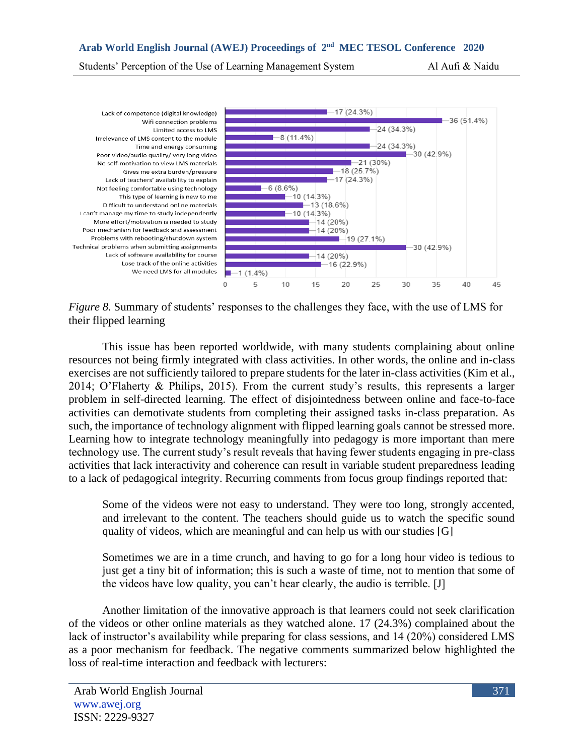| Challenge | Responses |
|---|---|
| Lack of competence (digital knowledge) | 17 (24.3%) |
| Wifi connection problems | 36 (51.4%) |
| Limited access to LMS | 24 (34.3%) |
| Irrelevance of LMS content to the module | 8 (11.4%) |
| Time and energy consuming | 24 (34.3%) |
| Poor video/audio quality/ very long video | 30 (42.9%) |
| No self-motivation to view LMS materials | 21 (30%) |
| Gives me extra burden/pressure | 18 (25.7%) |
| Lack of teachers' availability to explain | 17 (24.3%) |
| Not feeling comfortable using technology | 6 (8.6%) |
| This type of learning is new to me | 10 (14.3%) |
| Difficult to understand online materials | 13 (18.6%) |
| I can't manage my time to study independently | 10 (14.3%) |
| More effort/motivation is needed to study | 14 (20%) |
| Poor mechanism for feedback and assessment | 14 (20%) |
| Problems with rebooting/shutdown system | 19 (27.1%) |
| Technical problems when submitting assignments | 30 (42.9%) |
| Lack of software availability for course | 14 (20%) |
| Lose track of the online activities | 16 (22.9%) |
| We need LMS for all modules | 1 (1.4%) |

*Figure 8.* Summary of students' responses to the challenges they face, with the use of LMS for their flipped learning

This issue has been reported worldwide, with many students complaining about online resources not being firmly integrated with class activities. In other words, the online and in-class exercises are not sufficiently tailored to prepare students for the later in-class activities (Kim et al., 2014; O'Flaherty & Philips, 2015). From the current study's results, this represents a larger problem in self-directed learning. The effect of disjointedness between online and face-to-face activities can demotivate students from completing their assigned tasks in-class preparation. As such, the importance of technology alignment with flipped learning goals cannot be stressed more. Learning how to integrate technology meaningfully into pedagogy is more important than mere technology use. The current study's result reveals that having fewer students engaging in pre-class activities that lack interactivity and coherence can result in variable student preparedness leading to a lack of pedagogical integrity. Recurring comments from focus group findings reported that:

> Some of the videos were not easy to understand. They were too long, strongly accented, and irrelevant to the content. The teachers should guide us to watch the specific sound quality of videos, which are meaningful and can help us with our studies [G]

> Sometimes we are in a time crunch, and having to go for a long hour video is tedious to just get a tiny bit of information; this is such a waste of time, not to mention that some of the videos have low quality, you can't hear clearly, the audio is terrible. [J]

Another limitation of the innovative approach is that learners could not seek clarification of the videos or other online materials as they watched alone. 17 (24.3%) complained about the lack of instructor's availability while preparing for class sessions, and 14 (20%) considered LMS as a poor mechanism for feedback. The negative comments summarized below highlighted the loss of real-time interaction and feedback with lecturers: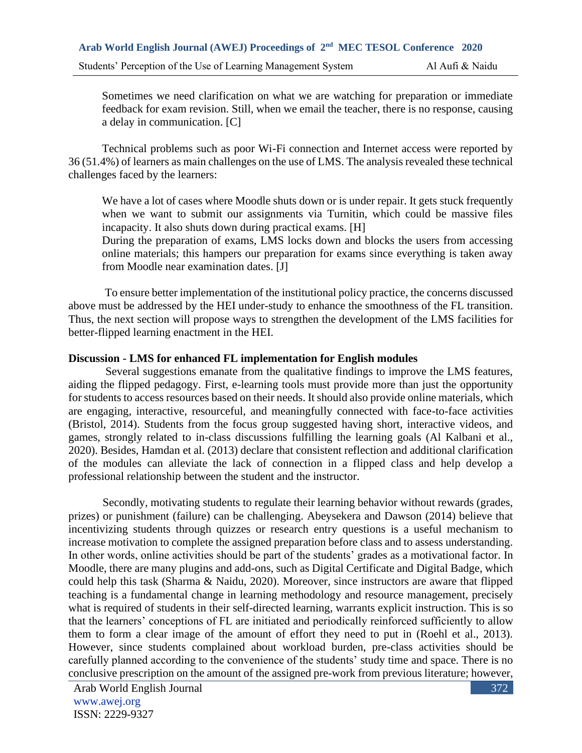> Sometimes we need clarification on what we are watching for preparation or immediate feedback for exam revision. Still, when we email the teacher, there is no response, causing a delay in communication. [C]

Technical problems such as poor Wi-Fi connection and Internet access were reported by 36 (51.4%) of learners as main challenges on the use of LMS. The analysis revealed these technical challenges faced by the learners:

> We have a lot of cases where Moodle shuts down or is under repair. It gets stuck frequently when we want to submit our assignments via Turnitin, which could be massive files incapacity. It also shuts down during practical exams. [H]
>
> During the preparation of exams, LMS locks down and blocks the users from accessing online materials; this hampers our preparation for exams since everything is taken away from Moodle near examination dates. [J]

To ensure better implementation of the institutional policy practice, the concerns discussed above must be addressed by the HEI under-study to enhance the smoothness of the FL transition. Thus, the next section will propose ways to strengthen the development of the LMS facilities for better-flipped learning enactment in the HEI.

## Discussion - LMS for enhanced FL implementation for English modules

Several suggestions emanate from the qualitative findings to improve the LMS features, aiding the flipped pedagogy. First, e-learning tools must provide more than just the opportunity for students to access resources based on their needs. It should also provide online materials, which are engaging, interactive, resourceful, and meaningfully connected with face-to-face activities (Bristol, 2014). Students from the focus group suggested having short, interactive videos, and games, strongly related to in-class discussions fulfilling the learning goals (Al Kalbani et al., 2020). Besides, Hamdan et al. (2013) declare that consistent reflection and additional clarification of the modules can alleviate the lack of connection in a flipped class and help develop a professional relationship between the student and the instructor.

Secondly, motivating students to regulate their learning behavior without rewards (grades, prizes) or punishment (failure) can be challenging. Abeysekera and Dawson (2014) believe that incentivizing students through quizzes or research entry questions is a useful mechanism to increase motivation to complete the assigned preparation before class and to assess understanding. In other words, online activities should be part of the students' grades as a motivational factor. In Moodle, there are many plugins and add-ons, such as Digital Certificate and Digital Badge, which could help this task (Sharma & Naidu, 2020). Moreover, since instructors are aware that flipped teaching is a fundamental change in learning methodology and resource management, precisely what is required of students in their self-directed learning, warrants explicit instruction. This is so that the learners' conceptions of FL are initiated and periodically reinforced sufficiently to allow them to form a clear image of the amount of effort they need to put in (Roehl et al., 2013). However, since students complained about workload burden, pre-class activities should be carefully planned according to the convenience of the students' study time and space. There is no conclusive prescription on the amount of the assigned pre-work from previous literature; however,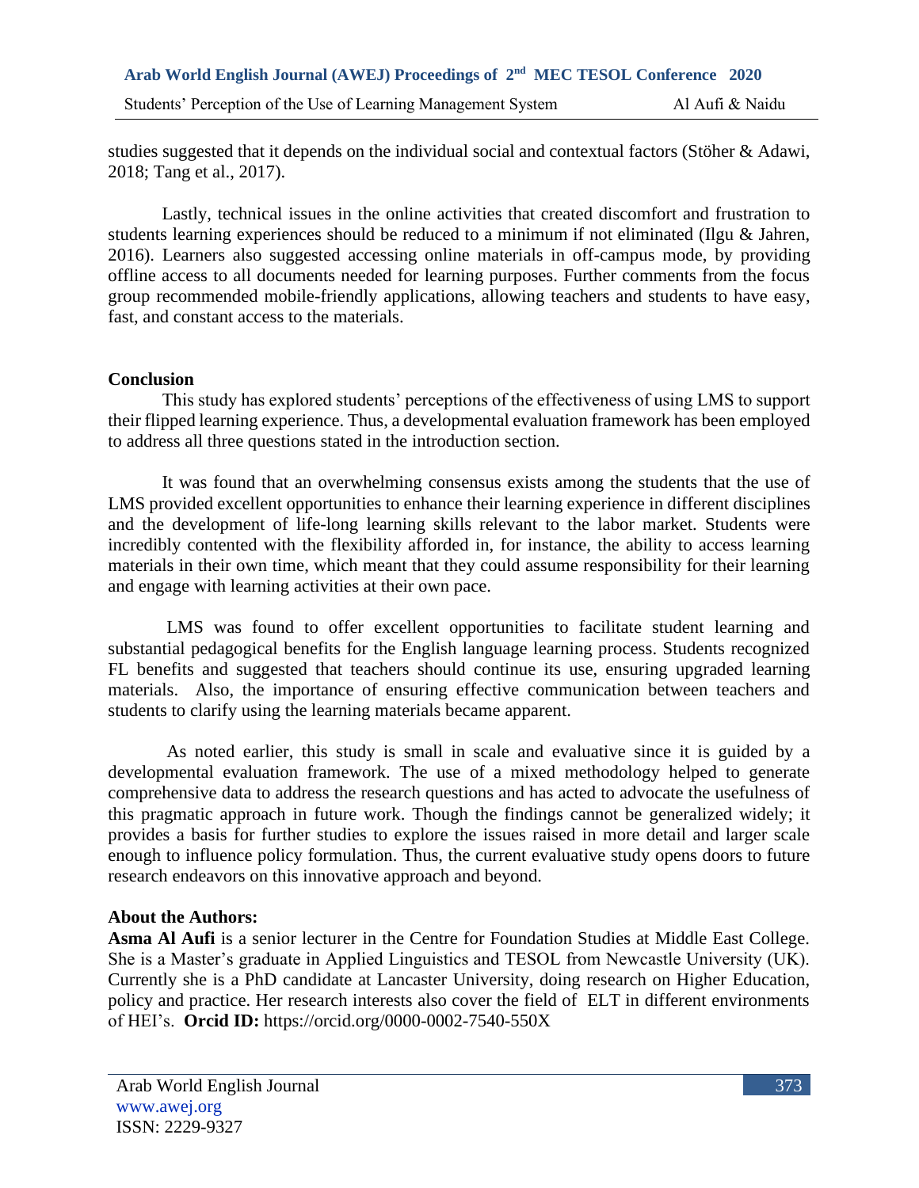studies suggested that it depends on the individual social and contextual factors (Stöher & Adawi, 2018; Tang et al., 2017).

Lastly, technical issues in the online activities that created discomfort and frustration to students learning experiences should be reduced to a minimum if not eliminated (Ilgu & Jahren, 2016). Learners also suggested accessing online materials in off-campus mode, by providing offline access to all documents needed for learning purposes. Further comments from the focus group recommended mobile-friendly applications, allowing teachers and students to have easy, fast, and constant access to the materials.

**Conclusion**

This study has explored students' perceptions of the effectiveness of using LMS to support their flipped learning experience. Thus, a developmental evaluation framework has been employed to address all three questions stated in the introduction section.

It was found that an overwhelming consensus exists among the students that the use of LMS provided excellent opportunities to enhance their learning experience in different disciplines and the development of life-long learning skills relevant to the labor market. Students were incredibly contented with the flexibility afforded in, for instance, the ability to access learning materials in their own time, which meant that they could assume responsibility for their learning and engage with learning activities at their own pace.

LMS was found to offer excellent opportunities to facilitate student learning and substantial pedagogical benefits for the English language learning process. Students recognized FL benefits and suggested that teachers should continue its use, ensuring upgraded learning materials. Also, the importance of ensuring effective communication between teachers and students to clarify using the learning materials became apparent.

As noted earlier, this study is small in scale and evaluative since it is guided by a developmental evaluation framework. The use of a mixed methodology helped to generate comprehensive data to address the research questions and has acted to advocate the usefulness of this pragmatic approach in future work. Though the findings cannot be generalized widely; it provides a basis for further studies to explore the issues raised in more detail and larger scale enough to influence policy formulation. Thus, the current evaluative study opens doors to future research endeavors on this innovative approach and beyond.

**About the Authors:**

**Asma Al Aufi** is a senior lecturer in the Centre for Foundation Studies at Middle East College. She is a Master's graduate in Applied Linguistics and TESOL from Newcastle University (UK). Currently she is a PhD candidate at Lancaster University, doing research on Higher Education, policy and practice. Her research interests also cover the field of ELT in different environments of HEI's. **Orcid ID:** https://orcid.org/0000-0002-7540-550X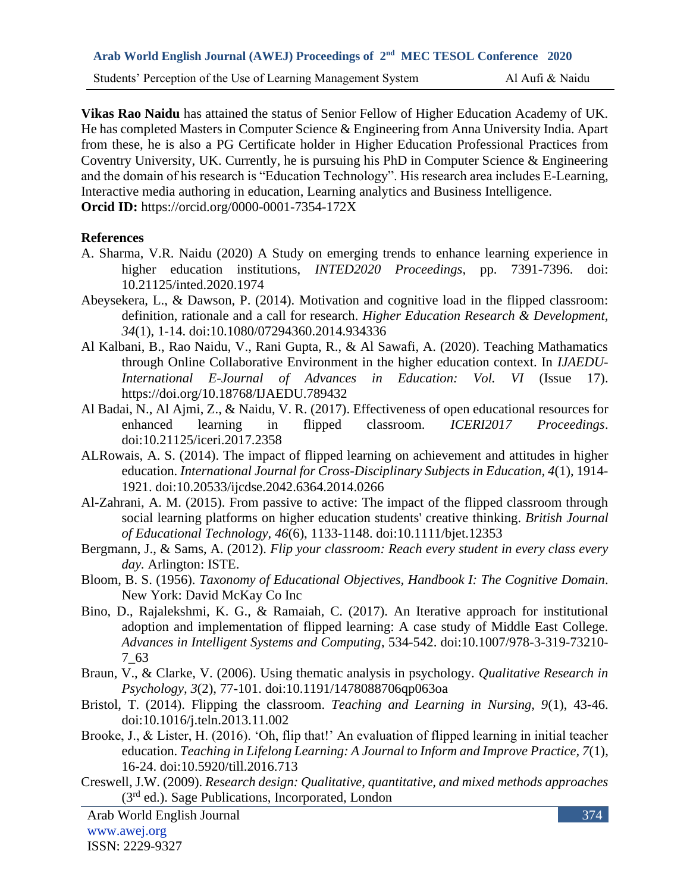**Vikas Rao Naidu** has attained the status of Senior Fellow of Higher Education Academy of UK. He has completed Masters in Computer Science & Engineering from Anna University India. Apart from these, he is also a PG Certificate holder in Higher Education Professional Practices from Coventry University, UK. Currently, he is pursuing his PhD in Computer Science & Engineering and the domain of his research is "Education Technology". His research area includes E-Learning, Interactive media authoring in education, Learning analytics and Business Intelligence.
**Orcid ID:** https://orcid.org/0000-0001-7354-172X

## References

A. Sharma, V.R. Naidu (2020) A Study on emerging trends to enhance learning experience in higher education institutions, *INTED2020 Proceedings*, pp. 7391-7396. doi: 10.21125/inted.2020.1974

Abeysekera, L., & Dawson, P. (2014). Motivation and cognitive load in the flipped classroom: definition, rationale and a call for research. *Higher Education Research & Development, 34*(1), 1-14. doi:10.1080/07294360.2014.934336

Al Kalbani, B., Rao Naidu, V., Rani Gupta, R., & Al Sawafi, A. (2020). Teaching Mathamatics through Online Collaborative Environment in the higher education context. In *IJAEDU- International E-Journal of Advances in Education: Vol. VI* (Issue 17). https://doi.org/10.18768/IJAEDU.789432

Al Badai, N., Al Ajmi, Z., & Naidu, V. R. (2017). Effectiveness of open educational resources for enhanced learning in flipped classroom. *ICERI2017 Proceedings*. doi:10.21125/iceri.2017.2358

ALRowais, A. S. (2014). The impact of flipped learning on achievement and attitudes in higher education. *International Journal for Cross-Disciplinary Subjects in Education, 4*(1), 1914-1921. doi:10.20533/ijcdse.2042.6364.2014.0266

Al-Zahrani, A. M. (2015). From passive to active: The impact of the flipped classroom through social learning platforms on higher education students' creative thinking. *British Journal of Educational Technology, 46*(6), 1133-1148. doi:10.1111/bjet.12353

Bergmann, J., & Sams, A. (2012). *Flip your classroom: Reach every student in every class every day.* Arlington: ISTE.

Bloom, B. S. (1956). *Taxonomy of Educational Objectives, Handbook I: The Cognitive Domain*. New York: David McKay Co Inc

Bino, D., Rajalekshmi, K. G., & Ramaiah, C. (2017). An Iterative approach for institutional adoption and implementation of flipped learning: A case study of Middle East College. *Advances in Intelligent Systems and Computing*, 534-542. doi:10.1007/978-3-319-73210-7_63

Braun, V., & Clarke, V. (2006). Using thematic analysis in psychology. *Qualitative Research in Psychology, 3*(2), 77-101. doi:10.1191/1478088706qp063oa

Bristol, T. (2014). Flipping the classroom. *Teaching and Learning in Nursing, 9*(1), 43-46. doi:10.1016/j.teln.2013.11.002

Brooke, J., & Lister, H. (2016). 'Oh, flip that!' An evaluation of flipped learning in initial teacher education. *Teaching in Lifelong Learning: A Journal to Inform and Improve Practice, 7*(1), 16-24. doi:10.5920/till.2016.713

Creswell, J.W. (2009). *Research design: Qualitative, quantitative, and mixed methods approaches* (3rd ed.). Sage Publications, Incorporated, London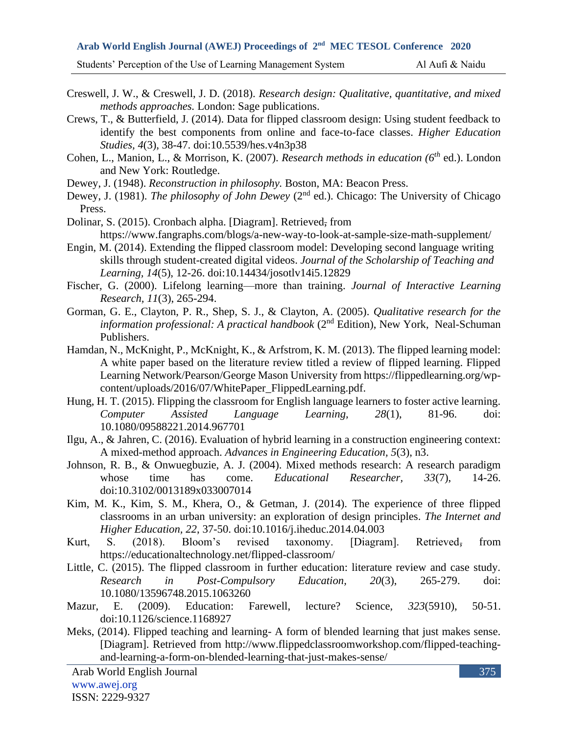Creswell, J. W., & Creswell, J. D. (2018). *Research design: Qualitative, quantitative, and mixed methods approaches.* London: Sage publications.

Crews, T., & Butterfield, J. (2014). Data for flipped classroom design: Using student feedback to identify the best components from online and face-to-face classes. *Higher Education Studies, 4*(3), 38-47. doi:10.5539/hes.v4n3p38

Cohen, L., Manion, L., & Morrison, K. (2007). *Research methods in education (6th* ed.). London and New York: Routledge.

Dewey, J. (1948). *Reconstruction in philosophy.* Boston, MA: Beacon Press.

Dewey, J. (1981). *The philosophy of John Dewey* (2nd ed.). Chicago: The University of Chicago Press.

Dolinar, S. (2015). Cronbach alpha. [Diagram]. Retrieved, from https://www.fangraphs.com/blogs/a-new-way-to-look-at-sample-size-math-supplement/

Engin, M. (2014). Extending the flipped classroom model: Developing second language writing skills through student-created digital videos. *Journal of the Scholarship of Teaching and Learning, 14*(5), 12-26. doi:10.14434/josotlv14i5.12829

Fischer, G. (2000). Lifelong learning—more than training. *Journal of Interactive Learning Research, 11*(3), 265-294.

Gorman, G. E., Clayton, P. R., Shep, S. J., & Clayton, A. (2005). *Qualitative research for the information professional: A practical handbook* (2nd Edition), New York, Neal-Schuman Publishers.

Hamdan, N., McKnight, P., McKnight, K., & Arfstrom, K. M. (2013). The flipped learning model: A white paper based on the literature review titled a review of flipped learning. Flipped Learning Network/Pearson/George Mason University from https://flippedlearning.org/wp-content/uploads/2016/07/WhitePaper_FlippedLearning.pdf.

Hung, H. T. (2015). Flipping the classroom for English language learners to foster active learning. *Computer Assisted Language Learning, 28*(1), 81-96. doi: 10.1080/09588221.2014.967701

Ilgu, A., & Jahren, C. (2016). Evaluation of hybrid learning in a construction engineering context: A mixed-method approach. *Advances in Engineering Education, 5*(3), n3.

Johnson, R. B., & Onwuegbuzie, A. J. (2004). Mixed methods research: A research paradigm whose time has come. *Educational Researcher, 33*(7), 14-26. doi:10.3102/0013189x033007014

Kim, M. K., Kim, S. M., Khera, O., & Getman, J. (2014). The experience of three flipped classrooms in an urban university: an exploration of design principles. *The Internet and Higher Education, 22*, 37-50. doi:10.1016/j.iheduc.2014.04.003

Kurt, S. (2018). Bloom's revised taxonomy. [Diagram]. Retrieved, from https://educationaltechnology.net/flipped-classroom/

Little, C. (2015). The flipped classroom in further education: literature review and case study. *Research in Post-Compulsory Education, 20*(3), 265-279. doi: 10.1080/13596748.2015.1063260

Mazur, E. (2009). Education: Farewell, lecture? Science, *323*(5910), 50-51. doi:10.1126/science.1168927

Meks, (2014). Flipped teaching and learning- A form of blended learning that just makes sense. [Diagram]. Retrieved from http://www.flippedclassroomworkshop.com/flipped-teaching-and-learning-a-form-on-blended-learning-that-just-makes-sense/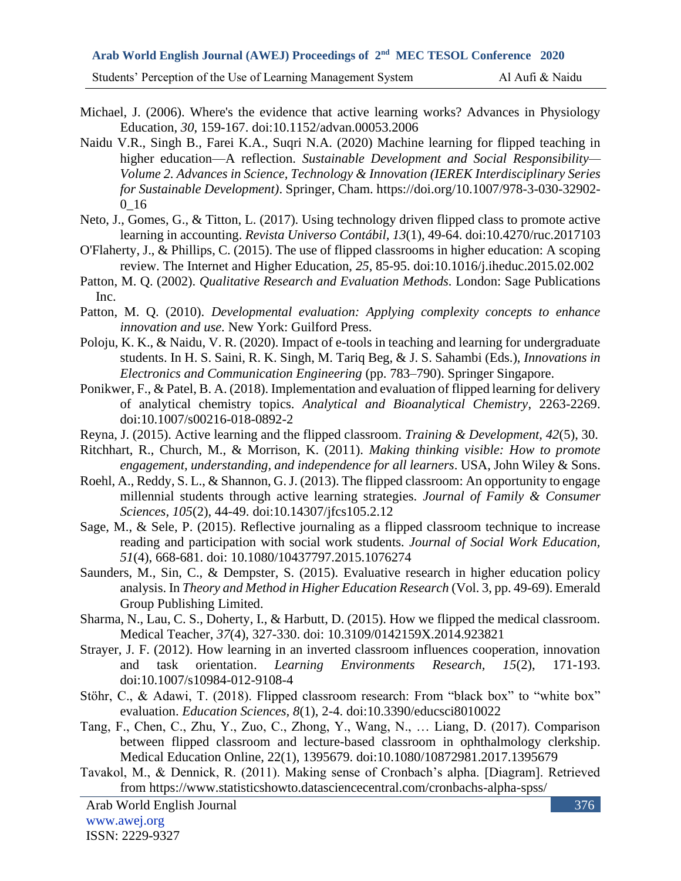Michael, J. (2006). Where's the evidence that active learning works? Advances in Physiology Education, *30*, 159-167. doi:10.1152/advan.00053.2006

Naidu V.R., Singh B., Farei K.A., Suqri N.A. (2020) Machine learning for flipped teaching in higher education—A reflection. *Sustainable Development and Social Responsibility—Volume 2. Advances in Science, Technology & Innovation (IEREK Interdisciplinary Series for Sustainable Development)*. Springer, Cham. https://doi.org/10.1007/978-3-030-32902-0_16

Neto, J., Gomes, G., & Titton, L. (2017). Using technology driven flipped class to promote active learning in accounting. *Revista Universo Contábil, 13*(1), 49-64. doi:10.4270/ruc.2017103

O'Flaherty, J., & Phillips, C. (2015). The use of flipped classrooms in higher education: A scoping review. The Internet and Higher Education, *25*, 85-95. doi:10.1016/j.iheduc.2015.02.002

Patton, M. Q. (2002). *Qualitative Research and Evaluation Methods*. London: Sage Publications Inc.

Patton, M. Q. (2010). *Developmental evaluation: Applying complexity concepts to enhance innovation and use.* New York: Guilford Press.

Poloju, K. K., & Naidu, V. R. (2020). Impact of e-tools in teaching and learning for undergraduate students. In H. S. Saini, R. K. Singh, M. Tariq Beg, & J. S. Sahambi (Eds.), *Innovations in Electronics and Communication Engineering* (pp. 783–790). Springer Singapore.

Ponikwer, F., & Patel, B. A. (2018). Implementation and evaluation of flipped learning for delivery of analytical chemistry topics. *Analytical and Bioanalytical Chemistry*, 2263-2269. doi:10.1007/s00216-018-0892-2

Reyna, J. (2015). Active learning and the flipped classroom. *Training & Development, 42*(5), 30.

Ritchhart, R., Church, M., & Morrison, K. (2011). *Making thinking visible: How to promote engagement, understanding, and independence for all learners*. USA, John Wiley & Sons.

Roehl, A., Reddy, S. L., & Shannon, G. J. (2013). The flipped classroom: An opportunity to engage millennial students through active learning strategies. *Journal of Family & Consumer Sciences*, *105*(2), 44-49. doi:10.14307/jfcs105.2.12

Sage, M., & Sele, P. (2015). Reflective journaling as a flipped classroom technique to increase reading and participation with social work students. *Journal of Social Work Education, 51*(4), 668-681. doi: 10.1080/10437797.2015.1076274

Saunders, M., Sin, C., & Dempster, S. (2015). Evaluative research in higher education policy analysis. In *Theory and Method in Higher Education Research* (Vol. 3, pp. 49-69). Emerald Group Publishing Limited.

Sharma, N., Lau, C. S., Doherty, I., & Harbutt, D. (2015). How we flipped the medical classroom. Medical Teacher, *37*(4), 327-330. doi: 10.3109/0142159X.2014.923821

Strayer, J. F. (2012). How learning in an inverted classroom influences cooperation, innovation and task orientation. *Learning Environments Research, 15*(2), 171-193. doi:10.1007/s10984-012-9108-4

Stöhr, C., & Adawi, T. (2018). Flipped classroom research: From "black box" to "white box" evaluation. *Education Sciences, 8*(1), 2-4. doi:10.3390/educsci8010022

Tang, F., Chen, C., Zhu, Y., Zuo, C., Zhong, Y., Wang, N., … Liang, D. (2017). Comparison between flipped classroom and lecture-based classroom in ophthalmology clerkship. Medical Education Online, 22(1), 1395679. doi:10.1080/10872981.2017.1395679

Tavakol, M., & Dennick, R. (2011). Making sense of Cronbach's alpha. [Diagram]. Retrieved from https://www.statisticshowto.datasciencecentral.com/cronbachs-alpha-spss/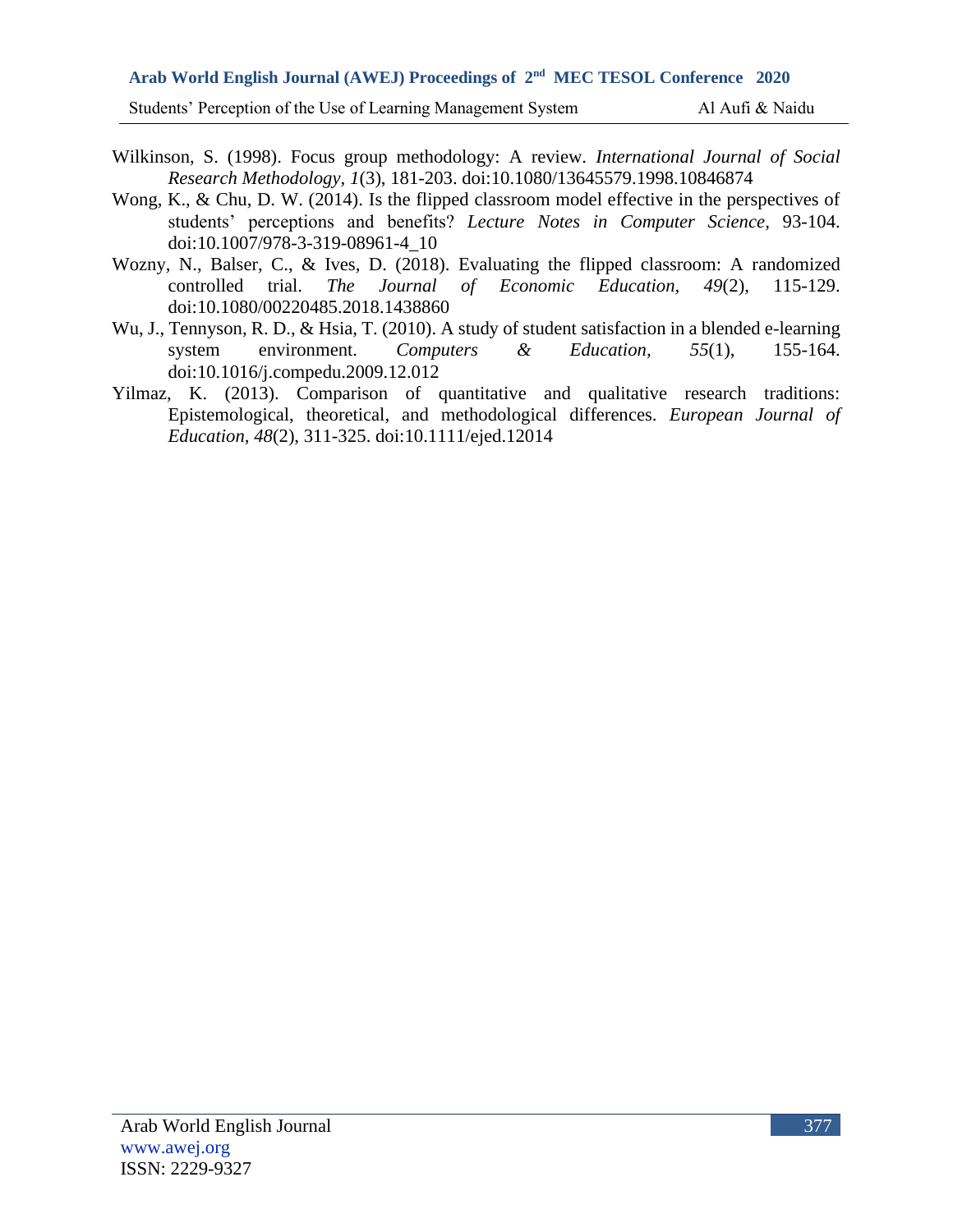Wilkinson, S. (1998). Focus group methodology: A review. *International Journal of Social Research Methodology*, *1*(3), 181-203. doi:10.1080/13645579.1998.10846874

Wong, K., & Chu, D. W. (2014). Is the flipped classroom model effective in the perspectives of students' perceptions and benefits? *Lecture Notes in Computer Science*, 93-104. doi:10.1007/978-3-319-08961-4_10

Wozny, N., Balser, C., & Ives, D. (2018). Evaluating the flipped classroom: A randomized controlled trial. *The Journal of Economic Education, 49*(2), 115-129. doi:10.1080/00220485.2018.1438860

Wu, J., Tennyson, R. D., & Hsia, T. (2010). A study of student satisfaction in a blended e-learning system environment. *Computers & Education, 55*(1), 155-164. doi:10.1016/j.compedu.2009.12.012

Yilmaz, K. (2013). Comparison of quantitative and qualitative research traditions: Epistemological, theoretical, and methodological differences. *European Journal of Education, 48*(2), 311-325. doi:10.1111/ejed.12014